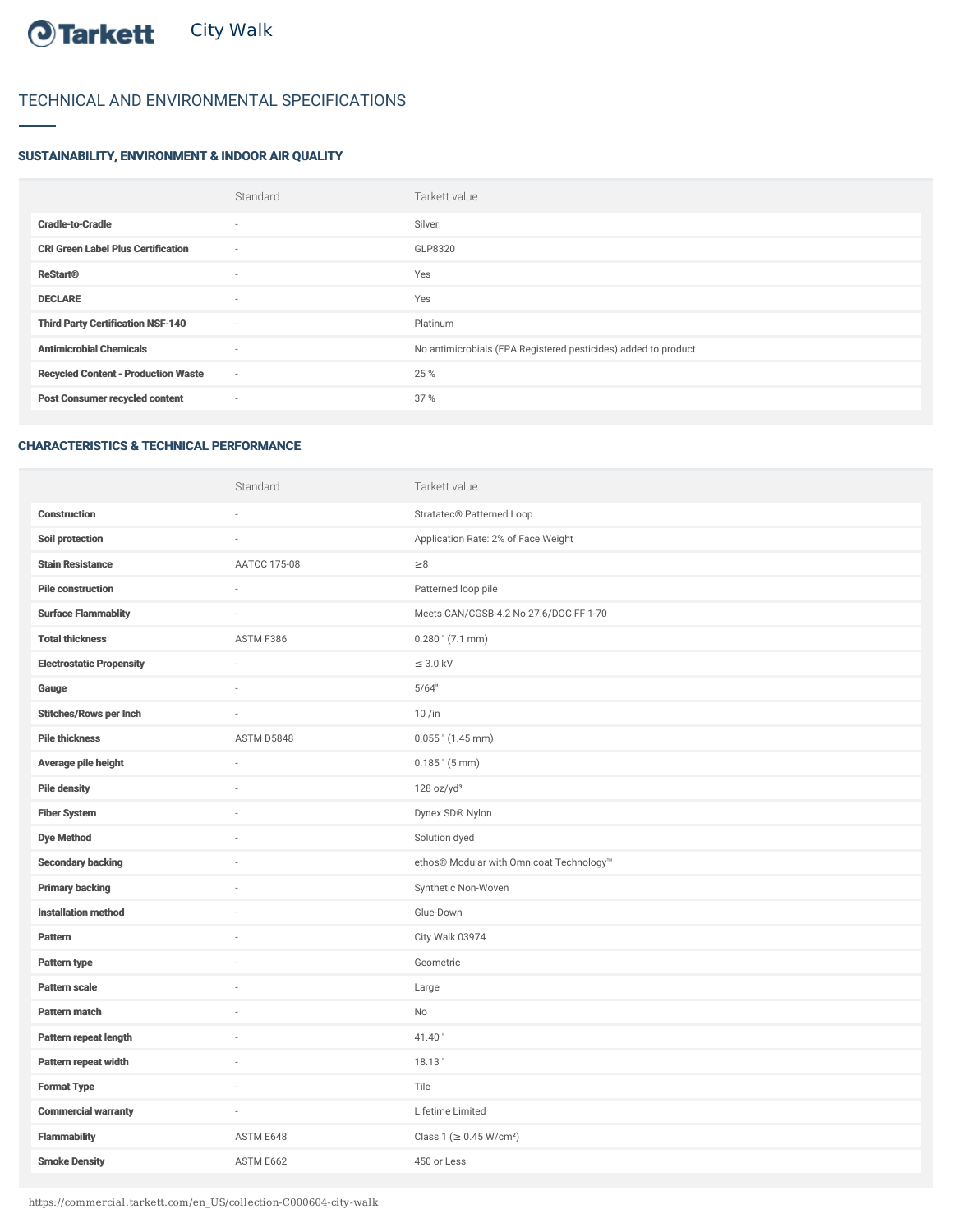Tarkett City Walk

# TECHNICAL AND ENVIRONMENTAL SPECIFICATIONS

## SUSTAINABILITY, ENVIRONMENT & INDOOR AIR QUALITY

| | Standard | Tarkett value |
|---|---|---|
| **Cradle-to-Cradle** | - | Silver |
| **CRI Green Label Plus Certification** | - | GLP8320 |
| **ReStart®** | - | Yes |
| **DECLARE** | - | Yes |
| **Third Party Certification NSF-140** | - | Platinum |
| **Antimicrobial Chemicals** | - | No antimicrobials (EPA Registered pesticides) added to product |
| **Recycled Content - Production Waste** | - | 25 % |
| **Post Consumer recycled content** | - | 37 % |

## CHARACTERISTICS & TECHNICAL PERFORMANCE

| | Standard | Tarkett value |
|---|---|---|
| **Construction** | - | Stratatec® Patterned Loop |
| **Soil protection** | - | Application Rate: 2% of Face Weight |
| **Stain Resistance** | AATCC 175-08 | ≥8 |
| **Pile construction** | - | Patterned loop pile |
| **Surface Flammablity** | - | Meets CAN/CGSB-4.2 No.27.6/DOC FF 1-70 |
| **Total thickness** | ASTM F386 | 0.280 " (7.1 mm) |
| **Electrostatic Propensity** | - | ≤ 3.0 kV |
| **Gauge** | - | 5/64" |
| **Stitches/Rows per Inch** | - | 10 /in |
| **Pile thickness** | ASTM D5848 | 0.055 " (1.45 mm) |
| **Average pile height** | - | 0.185 " (5 mm) |
| **Pile density** | - | 128 oz/yd³ |
| **Fiber System** | - | Dynex SD® Nylon |
| **Dye Method** | - | Solution dyed |
| **Secondary backing** | - | ethos® Modular with Omnicoat Technology™ |
| **Primary backing** | - | Synthetic Non-Woven |
| **Installation method** | - | Glue-Down |
| **Pattern** | - | City Walk 03974 |
| **Pattern type** | - | Geometric |
| **Pattern scale** | - | Large |
| **Pattern match** | - | No |
| **Pattern repeat length** | - | 41.40 " |
| **Pattern repeat width** | - | 18.13 " |
| **Format Type** | - | Tile |
| **Commercial warranty** | - | Lifetime Limited |
| **Flammability** | ASTM E648 | Class 1 (≥ 0.45 W/cm²) |
| **Smoke Density** | ASTM E662 | 450 or Less |

https://commercial.tarkett.com/en_US/collection-C000604-city-walk